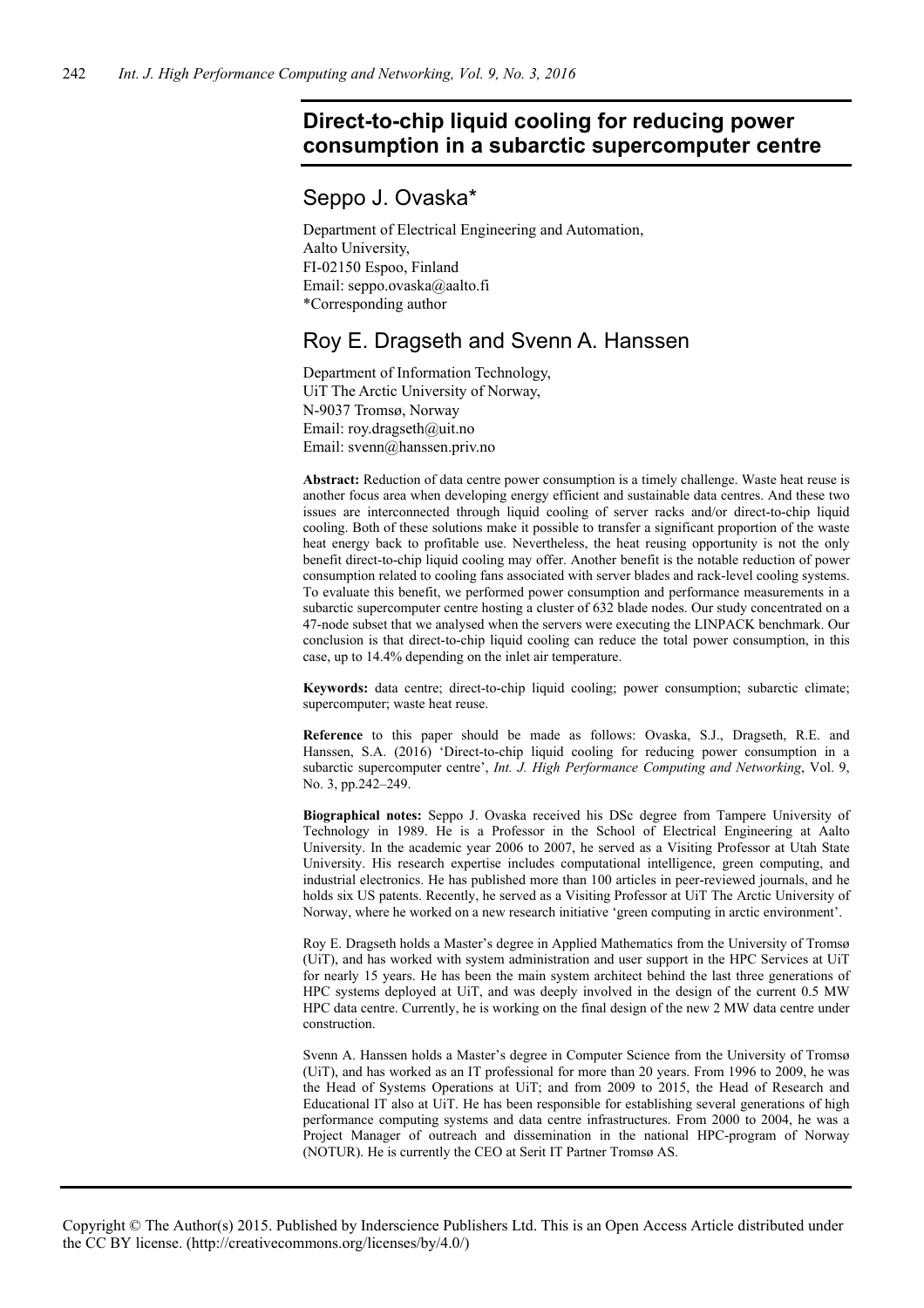# Direct-to-chip liquid cooling for reducing power consumption in a subarctic supercomputer centre

## Seppo J. Ovaska*

Department of Electrical Engineering and Automation,
Aalto University,
FI-02150 Espoo, Finland
Email: seppo.ovaska@aalto.fi
*Corresponding author

## Roy E. Dragseth and Svenn A. Hanssen

Department of Information Technology,
UiT The Arctic University of Norway,
N-9037 Tromsø, Norway
Email: roy.dragseth@uit.no
Email: svenn@hanssen.priv.no

**Abstract:** Reduction of data centre power consumption is a timely challenge. Waste heat reuse is another focus area when developing energy efficient and sustainable data centres. And these two issues are interconnected through liquid cooling of server racks and/or direct-to-chip liquid cooling. Both of these solutions make it possible to transfer a significant proportion of the waste heat energy back to profitable use. Nevertheless, the heat reusing opportunity is not the only benefit direct-to-chip liquid cooling may offer. Another benefit is the notable reduction of power consumption related to cooling fans associated with server blades and rack-level cooling systems. To evaluate this benefit, we performed power consumption and performance measurements in a subarctic supercomputer centre hosting a cluster of 632 blade nodes. Our study concentrated on a 47-node subset that we analysed when the servers were executing the LINPACK benchmark. Our conclusion is that direct-to-chip liquid cooling can reduce the total power consumption, in this case, up to 14.4% depending on the inlet air temperature.

**Keywords:** data centre; direct-to-chip liquid cooling; power consumption; subarctic climate; supercomputer; waste heat reuse.

**Reference** to this paper should be made as follows: Ovaska, S.J., Dragseth, R.E. and Hanssen, S.A. (2016) 'Direct-to-chip liquid cooling for reducing power consumption in a subarctic supercomputer centre', *Int. J. High Performance Computing and Networking*, Vol. 9, No. 3, pp.242–249.

**Biographical notes:** Seppo J. Ovaska received his DSc degree from Tampere University of Technology in 1989. He is a Professor in the School of Electrical Engineering at Aalto University. In the academic year 2006 to 2007, he served as a Visiting Professor at Utah State University. His research expertise includes computational intelligence, green computing, and industrial electronics. He has published more than 100 articles in peer-reviewed journals, and he holds six US patents. Recently, he served as a Visiting Professor at UiT The Arctic University of Norway, where he worked on a new research initiative 'green computing in arctic environment'.

Roy E. Dragseth holds a Master's degree in Applied Mathematics from the University of Tromsø (UiT), and has worked with system administration and user support in the HPC Services at UiT for nearly 15 years. He has been the main system architect behind the last three generations of HPC systems deployed at UiT, and was deeply involved in the design of the current 0.5 MW HPC data centre. Currently, he is working on the final design of the new 2 MW data centre under construction.

Svenn A. Hanssen holds a Master's degree in Computer Science from the University of Tromsø (UiT), and has worked as an IT professional for more than 20 years. From 1996 to 2009, he was the Head of Systems Operations at UiT; and from 2009 to 2015, the Head of Research and Educational IT also at UiT. He has been responsible for establishing several generations of high performance computing systems and data centre infrastructures. From 2000 to 2004, he was a Project Manager of outreach and dissemination in the national HPC-program of Norway (NOTUR). He is currently the CEO at Serit IT Partner Tromsø AS.

Copyright © The Author(s) 2015. Published by Inderscience Publishers Ltd. This is an Open Access Article distributed under the CC BY license. (http://creativecommons.org/licenses/by/4.0/)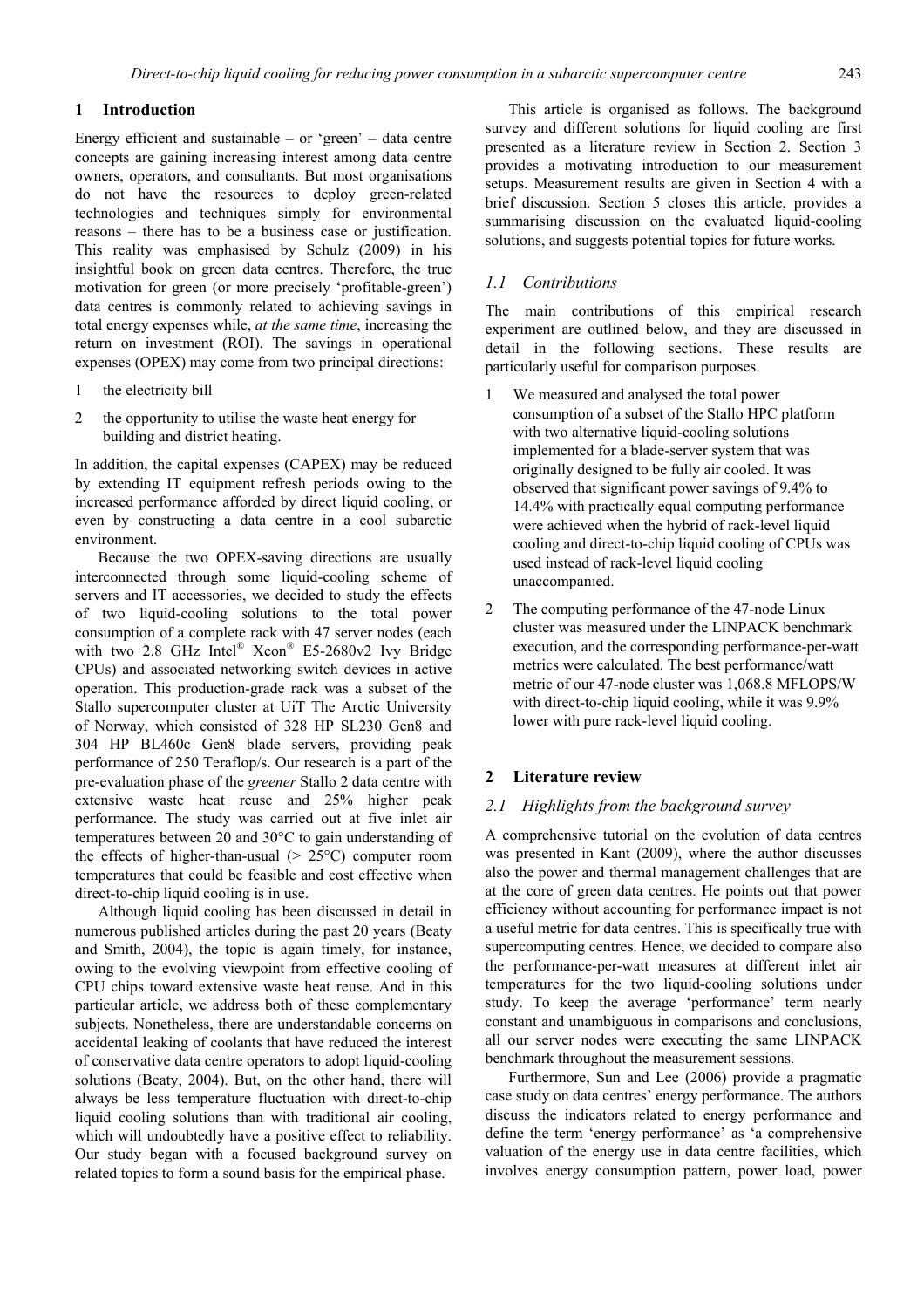## 1 Introduction

Energy efficient and sustainable – or 'green' – data centre concepts are gaining increasing interest among data centre owners, operators, and consultants. But most organisations do not have the resources to deploy green-related technologies and techniques simply for environmental reasons – there has to be a business case or justification. This reality was emphasised by Schulz (2009) in his insightful book on green data centres. Therefore, the true motivation for green (or more precisely 'profitable-green') data centres is commonly related to achieving savings in total energy expenses while, *at the same time*, increasing the return on investment (ROI). The savings in operational expenses (OPEX) may come from two principal directions:

1. the electricity bill
2. the opportunity to utilise the waste heat energy for building and district heating.

In addition, the capital expenses (CAPEX) may be reduced by extending IT equipment refresh periods owing to the increased performance afforded by direct liquid cooling, or even by constructing a data centre in a cool subarctic environment.

Because the two OPEX-saving directions are usually interconnected through some liquid-cooling scheme of servers and IT accessories, we decided to study the effects of two liquid-cooling solutions to the total power consumption of a complete rack with 47 server nodes (each with two 2.8 GHz Intel® Xeon® E5-2680v2 Ivy Bridge CPUs) and associated networking switch devices in active operation. This production-grade rack was a subset of the Stallo supercomputer cluster at UiT The Arctic University of Norway, which consisted of 328 HP SL230 Gen8 and 304 HP BL460c Gen8 blade servers, providing peak performance of 250 Teraflop/s. Our research is a part of the pre-evaluation phase of the *greener* Stallo 2 data centre with extensive waste heat reuse and 25% higher peak performance. The study was carried out at five inlet air temperatures between 20 and 30°C to gain understanding of the effects of higher-than-usual (> 25°C) computer room temperatures that could be feasible and cost effective when direct-to-chip liquid cooling is in use.

Although liquid cooling has been discussed in detail in numerous published articles during the past 20 years (Beaty and Smith, 2004), the topic is again timely, for instance, owing to the evolving viewpoint from effective cooling of CPU chips toward extensive waste heat reuse. And in this particular article, we address both of these complementary subjects. Nonetheless, there are understandable concerns on accidental leaking of coolants that have reduced the interest of conservative data centre operators to adopt liquid-cooling solutions (Beaty, 2004). But, on the other hand, there will always be less temperature fluctuation with direct-to-chip liquid cooling solutions than with traditional air cooling, which will undoubtedly have a positive effect to reliability. Our study began with a focused background survey on related topics to form a sound basis for the empirical phase.

This article is organised as follows. The background survey and different solutions for liquid cooling are first presented as a literature review in Section 2. Section 3 provides a motivating introduction to our measurement setups. Measurement results are given in Section 4 with a brief discussion. Section 5 closes this article, provides a summarising discussion on the evaluated liquid-cooling solutions, and suggests potential topics for future works.

### 1.1 Contributions

The main contributions of this empirical research experiment are outlined below, and they are discussed in detail in the following sections. These results are particularly useful for comparison purposes.

1. We measured and analysed the total power consumption of a subset of the Stallo HPC platform with two alternative liquid-cooling solutions implemented for a blade-server system that was originally designed to be fully air cooled. It was observed that significant power savings of 9.4% to 14.4% with practically equal computing performance were achieved when the hybrid of rack-level liquid cooling and direct-to-chip liquid cooling of CPUs was used instead of rack-level liquid cooling unaccompanied.
2. The computing performance of the 47-node Linux cluster was measured under the LINPACK benchmark execution, and the corresponding performance-per-watt metrics were calculated. The best performance/watt metric of our 47-node cluster was 1,068.8 MFLOPS/W with direct-to-chip liquid cooling, while it was 9.9% lower with pure rack-level liquid cooling.

## 2 Literature review

### 2.1 Highlights from the background survey

A comprehensive tutorial on the evolution of data centres was presented in Kant (2009), where the author discusses also the power and thermal management challenges that are at the core of green data centres. He points out that power efficiency without accounting for performance impact is not a useful metric for data centres. This is specifically true with supercomputing centres. Hence, we decided to compare also the performance-per-watt measures at different inlet air temperatures for the two liquid-cooling solutions under study. To keep the average 'performance' term nearly constant and unambiguous in comparisons and conclusions, all our server nodes were executing the same LINPACK benchmark throughout the measurement sessions.

Furthermore, Sun and Lee (2006) provide a pragmatic case study on data centres' energy performance. The authors discuss the indicators related to energy performance and define the term 'energy performance' as 'a comprehensive valuation of the energy use in data centre facilities, which involves energy consumption pattern, power load, power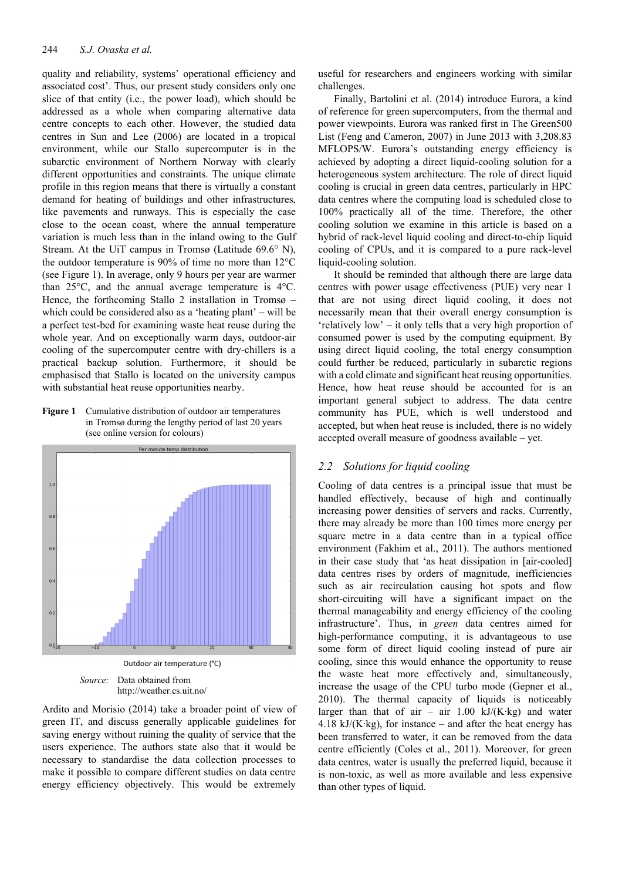quality and reliability, systems' operational efficiency and associated cost'. Thus, our present study considers only one slice of that entity (i.e., the power load), which should be addressed as a whole when comparing alternative data centre concepts to each other. However, the studied data centres in Sun and Lee (2006) are located in a tropical environment, while our Stallo supercomputer is in the subarctic environment of Northern Norway with clearly different opportunities and constraints. The unique climate profile in this region means that there is virtually a constant demand for heating of buildings and other infrastructures, like pavements and runways. This is especially the case close to the ocean coast, where the annual temperature variation is much less than in the inland owing to the Gulf Stream. At the UiT campus in Tromsø (Latitude 69.6° N), the outdoor temperature is 90% of time no more than 12°C (see Figure 1). In average, only 9 hours per year are warmer than 25°C, and the annual average temperature is 4°C. Hence, the forthcoming Stallo 2 installation in Tromsø – which could be considered also as a 'heating plant' – will be a perfect test-bed for examining waste heat reuse during the whole year. And on exceptionally warm days, outdoor-air cooling of the supercomputer centre with dry-chillers is a practical backup solution. Furthermore, it should be emphasised that Stallo is located on the university campus with substantial heat reuse opportunities nearby.

**Figure 1** Cumulative distribution of outdoor air temperatures in Tromsø during the lengthy period of last 20 years (see online version for colours)

*Source:* Data obtained from http://weather.cs.uit.no/

Ardito and Morisio (2014) take a broader point of view of green IT, and discuss generally applicable guidelines for saving energy without ruining the quality of service that the users experience. The authors state also that it would be necessary to standardise the data collection processes to make it possible to compare different studies on data centre energy efficiency objectively. This would be extremely useful for researchers and engineers working with similar challenges.

Finally, Bartolini et al. (2014) introduce Eurora, a kind of reference for green supercomputers, from the thermal and power viewpoints. Eurora was ranked first in The Green500 List (Feng and Cameron, 2007) in June 2013 with 3,208.83 MFLOPS/W. Eurora's outstanding energy efficiency is achieved by adopting a direct liquid-cooling solution for a heterogeneous system architecture. The role of direct liquid cooling is crucial in green data centres, particularly in HPC data centres where the computing load is scheduled close to 100% practically all of the time. Therefore, the other cooling solution we examine in this article is based on a hybrid of rack-level liquid cooling and direct-to-chip liquid cooling of CPUs, and it is compared to a pure rack-level liquid-cooling solution.

It should be reminded that although there are large data centres with power usage effectiveness (PUE) very near 1 that are not using direct liquid cooling, it does not necessarily mean that their overall energy consumption is 'relatively low' – it only tells that a very high proportion of consumed power is used by the computing equipment. By using direct liquid cooling, the total energy consumption could further be reduced, particularly in subarctic regions with a cold climate and significant heat reusing opportunities. Hence, how heat reuse should be accounted for is an important general subject to address. The data centre community has PUE, which is well understood and accepted, but when heat reuse is included, there is no widely accepted overall measure of goodness available – yet.

### 2.2 Solutions for liquid cooling

Cooling of data centres is a principal issue that must be handled effectively, because of high and continually increasing power densities of servers and racks. Currently, there may already be more than 100 times more energy per square metre in a data centre than in a typical office environment (Fakhim et al., 2011). The authors mentioned in their case study that 'as heat dissipation in [air-cooled] data centres rises by orders of magnitude, inefficiencies such as air recirculation causing hot spots and flow short-circuiting will have a significant impact on the thermal manageability and energy efficiency of the cooling infrastructure'. Thus, in *green* data centres aimed for high-performance computing, it is advantageous to use some form of direct liquid cooling instead of pure air cooling, since this would enhance the opportunity to reuse the waste heat more effectively and, simultaneously, increase the usage of the CPU turbo mode (Gepner et al., 2010). The thermal capacity of liquids is noticeably larger than that of air – air 1.00 kJ/(K·kg) and water 4.18 kJ/(K·kg), for instance – and after the heat energy has been transferred to water, it can be removed from the data centre efficiently (Coles et al., 2011). Moreover, for green data centres, water is usually the preferred liquid, because it is non-toxic, as well as more available and less expensive than other types of liquid.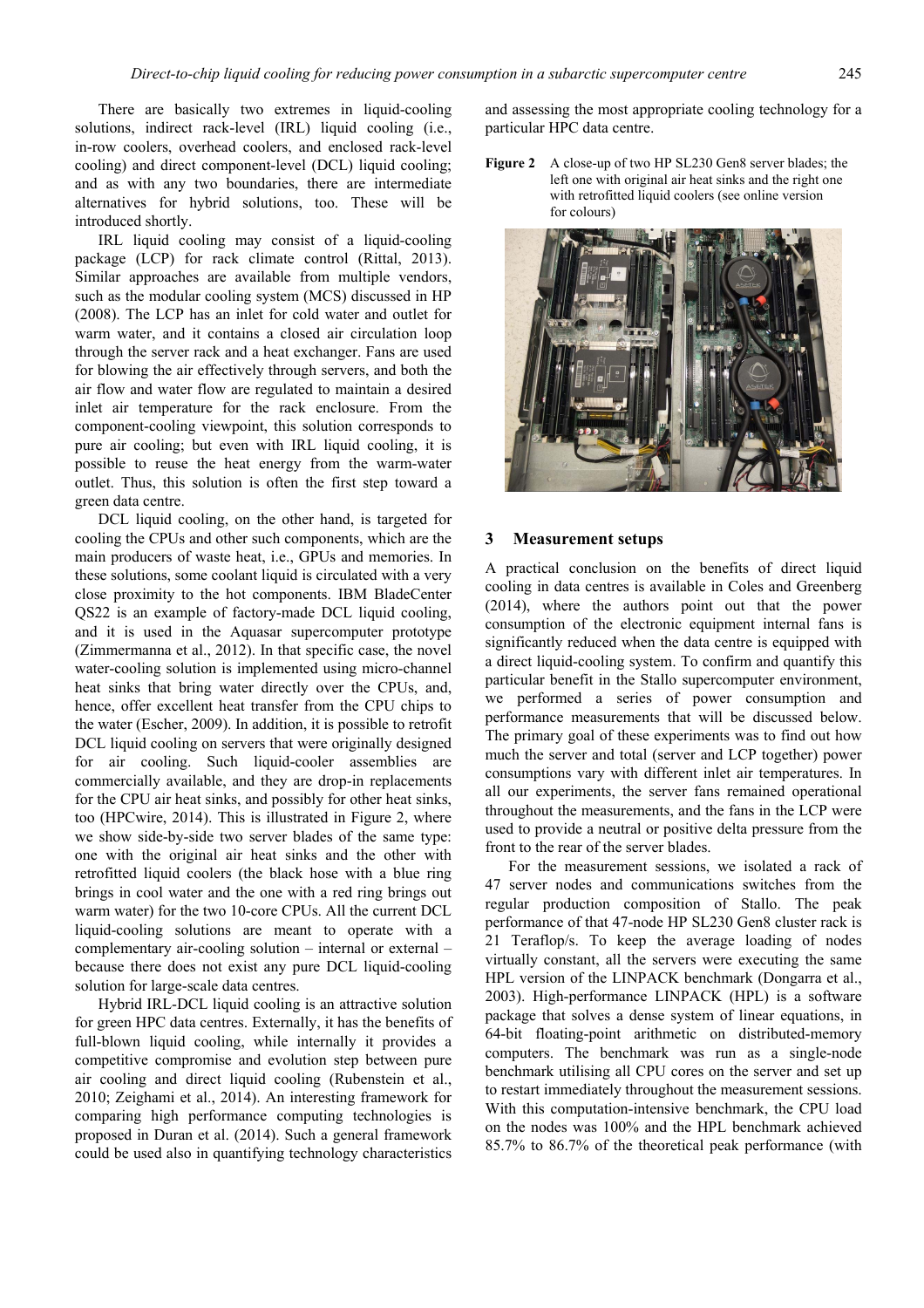There are basically two extremes in liquid-cooling solutions, indirect rack-level (IRL) liquid cooling (i.e., in-row coolers, overhead coolers, and enclosed rack-level cooling) and direct component-level (DCL) liquid cooling; and as with any two boundaries, there are intermediate alternatives for hybrid solutions, too. These will be introduced shortly.

IRL liquid cooling may consist of a liquid-cooling package (LCP) for rack climate control (Rittal, 2013). Similar approaches are available from multiple vendors, such as the modular cooling system (MCS) discussed in HP (2008). The LCP has an inlet for cold water and outlet for warm water, and it contains a closed air circulation loop through the server rack and a heat exchanger. Fans are used for blowing the air effectively through servers, and both the air flow and water flow are regulated to maintain a desired inlet air temperature for the rack enclosure. From the component-cooling viewpoint, this solution corresponds to pure air cooling; but even with IRL liquid cooling, it is possible to reuse the heat energy from the warm-water outlet. Thus, this solution is often the first step toward a green data centre.

DCL liquid cooling, on the other hand, is targeted for cooling the CPUs and other such components, which are the main producers of waste heat, i.e., GPUs and memories. In these solutions, some coolant liquid is circulated with a very close proximity to the hot components. IBM BladeCenter QS22 is an example of factory-made DCL liquid cooling, and it is used in the Aquasar supercomputer prototype (Zimmermanna et al., 2012). In that specific case, the novel water-cooling solution is implemented using micro-channel heat sinks that bring water directly over the CPUs, and, hence, offer excellent heat transfer from the CPU chips to the water (Escher, 2009). In addition, it is possible to retrofit DCL liquid cooling on servers that were originally designed for air cooling. Such liquid-cooler assemblies are commercially available, and they are drop-in replacements for the CPU air heat sinks, and possibly for other heat sinks, too (HPCwire, 2014). This is illustrated in Figure 2, where we show side-by-side two server blades of the same type: one with the original air heat sinks and the other with retrofitted liquid coolers (the black hose with a blue ring brings in cool water and the one with a red ring brings out warm water) for the two 10-core CPUs. All the current DCL liquid-cooling solutions are meant to operate with a complementary air-cooling solution – internal or external – because there does not exist any pure DCL liquid-cooling solution for large-scale data centres.

Hybrid IRL-DCL liquid cooling is an attractive solution for green HPC data centres. Externally, it has the benefits of full-blown liquid cooling, while internally it provides a competitive compromise and evolution step between pure air cooling and direct liquid cooling (Rubenstein et al., 2010; Zeighami et al., 2014). An interesting framework for comparing high performance computing technologies is proposed in Duran et al. (2014). Such a general framework could be used also in quantifying technology characteristics and assessing the most appropriate cooling technology for a particular HPC data centre.

**Figure 2** A close-up of two HP SL230 Gen8 server blades; the left one with original air heat sinks and the right one with retrofitted liquid coolers (see online version for colours)

## 3 Measurement setups

A practical conclusion on the benefits of direct liquid cooling in data centres is available in Coles and Greenberg (2014), where the authors point out that the power consumption of the electronic equipment internal fans is significantly reduced when the data centre is equipped with a direct liquid-cooling system. To confirm and quantify this particular benefit in the Stallo supercomputer environment, we performed a series of power consumption and performance measurements that will be discussed below. The primary goal of these experiments was to find out how much the server and total (server and LCP together) power consumptions vary with different inlet air temperatures. In all our experiments, the server fans remained operational throughout the measurements, and the fans in the LCP were used to provide a neutral or positive delta pressure from the front to the rear of the server blades.

For the measurement sessions, we isolated a rack of 47 server nodes and communications switches from the regular production composition of Stallo. The peak performance of that 47-node HP SL230 Gen8 cluster rack is 21 Teraflop/s. To keep the average loading of nodes virtually constant, all the servers were executing the same HPL version of the LINPACK benchmark (Dongarra et al., 2003). High-performance LINPACK (HPL) is a software package that solves a dense system of linear equations, in 64-bit floating-point arithmetic on distributed-memory computers. The benchmark was run as a single-node benchmark utilising all CPU cores on the server and set up to restart immediately throughout the measurement sessions. With this computation-intensive benchmark, the CPU load on the nodes was 100% and the HPL benchmark achieved 85.7% to 86.7% of the theoretical peak performance (with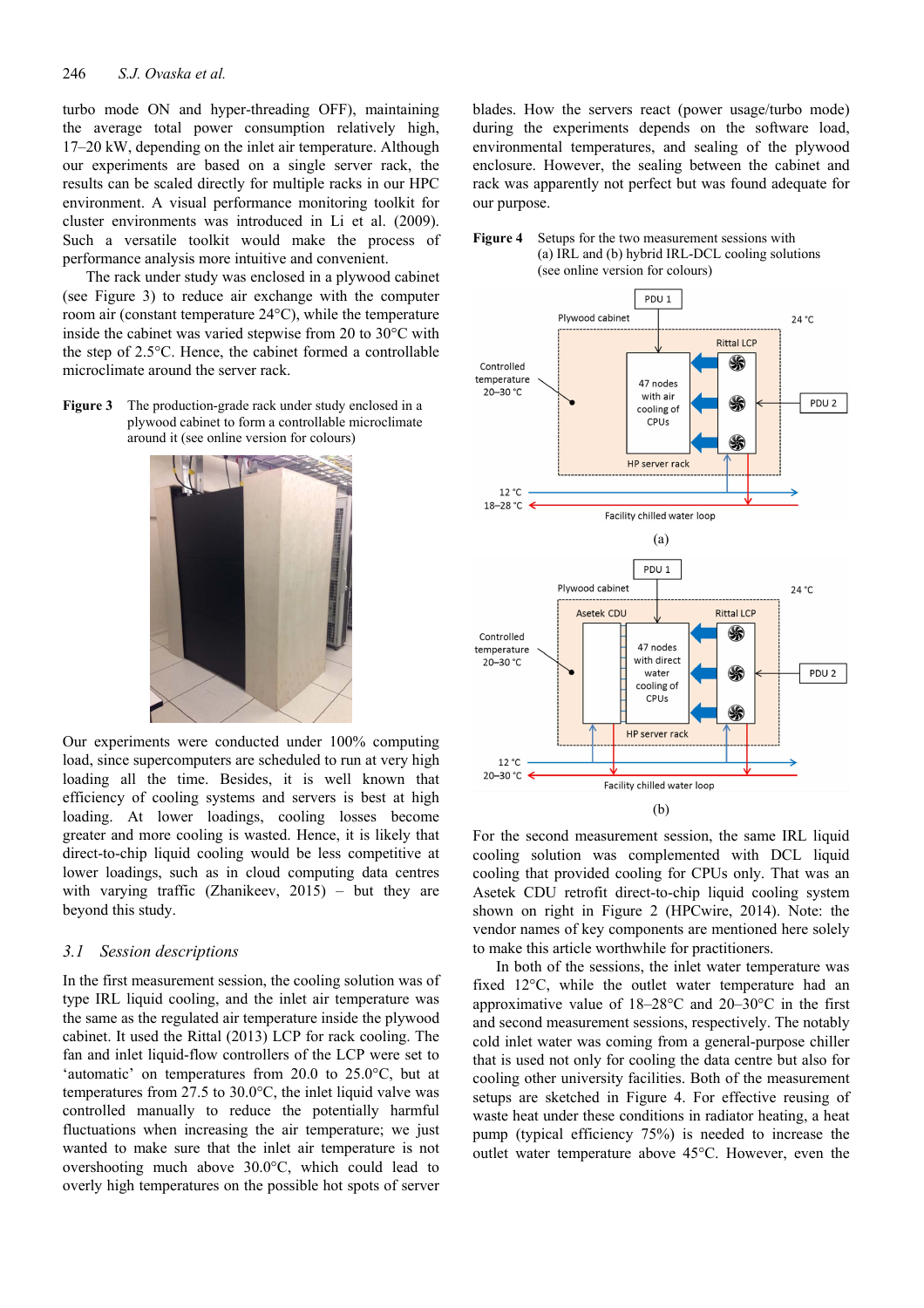turbo mode ON and hyper-threading OFF), maintaining the average total power consumption relatively high, 17–20 kW, depending on the inlet air temperature. Although our experiments are based on a single server rack, the results can be scaled directly for multiple racks in our HPC environment. A visual performance monitoring toolkit for cluster environments was introduced in Li et al. (2009). Such a versatile toolkit would make the process of performance analysis more intuitive and convenient.

The rack under study was enclosed in a plywood cabinet (see Figure 3) to reduce air exchange with the computer room air (constant temperature 24°C), while the temperature inside the cabinet was varied stepwise from 20 to 30°C with the step of 2.5°C. Hence, the cabinet formed a controllable microclimate around the server rack.

**Figure 3** The production-grade rack under study enclosed in a plywood cabinet to form a controllable microclimate around it (see online version for colours)

Our experiments were conducted under 100% computing load, since supercomputers are scheduled to run at very high loading all the time. Besides, it is well known that efficiency of cooling systems and servers is best at high loading. At lower loadings, cooling losses become greater and more cooling is wasted. Hence, it is likely that direct-to-chip liquid cooling would be less competitive at lower loadings, such as in cloud computing data centres with varying traffic (Zhanikeev, 2015) – but they are beyond this study.

## 3.1 *Session descriptions*

In the first measurement session, the cooling solution was of type IRL liquid cooling, and the inlet air temperature was the same as the regulated air temperature inside the plywood cabinet. It used the Rittal (2013) LCP for rack cooling. The fan and inlet liquid-flow controllers of the LCP were set to 'automatic' on temperatures from 20.0 to 25.0°C, but at temperatures from 27.5 to 30.0°C, the inlet liquid valve was controlled manually to reduce the potentially harmful fluctuations when increasing the air temperature; we just wanted to make sure that the inlet air temperature is not overshooting much above 30.0°C, which could lead to overly high temperatures on the possible hot spots of server blades. How the servers react (power usage/turbo mode) during the experiments depends on the software load, environmental temperatures, and sealing of the plywood enclosure. However, the sealing between the cabinet and rack was apparently not perfect but was found adequate for our purpose.

**Figure 4** Setups for the two measurement sessions with (a) IRL and (b) hybrid IRL-DCL cooling solutions (see online version for colours)

(a)

(b)

For the second measurement session, the same IRL liquid cooling solution was complemented with DCL liquid cooling that provided cooling for CPUs only. That was an Asetek CDU retrofit direct-to-chip liquid cooling system shown on right in Figure 2 (HPCwire, 2014). Note: the vendor names of key components are mentioned here solely to make this article worthwhile for practitioners.

In both of the sessions, the inlet water temperature was fixed 12°C, while the outlet water temperature had an approximative value of 18–28°C and 20–30°C in the first and second measurement sessions, respectively. The notably cold inlet water was coming from a general-purpose chiller that is used not only for cooling the data centre but also for cooling other university facilities. Both of the measurement setups are sketched in Figure 4. For effective reusing of waste heat under these conditions in radiator heating, a heat pump (typical efficiency 75%) is needed to increase the outlet water temperature above 45°C. However, even the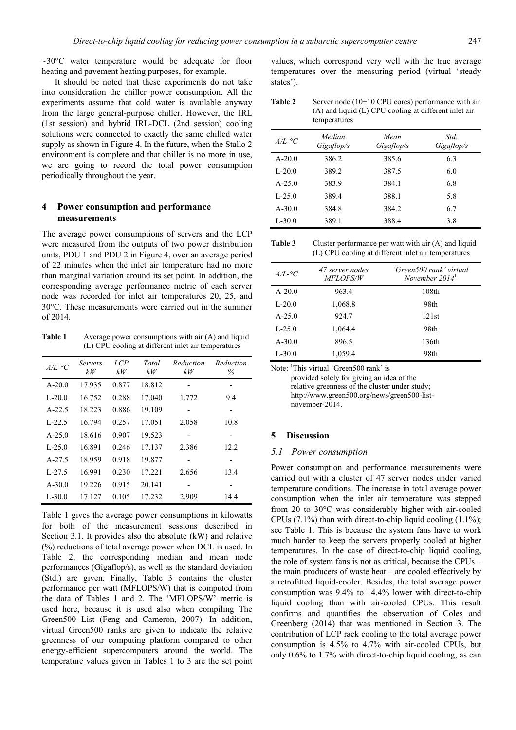~30°C water temperature would be adequate for floor heating and pavement heating purposes, for example.

It should be noted that these experiments do not take into consideration the chiller power consumption. All the experiments assume that cold water is available anyway from the large general-purpose chiller. However, the IRL (1st session) and hybrid IRL-DCL (2nd session) cooling solutions were connected to exactly the same chilled water supply as shown in Figure 4. In the future, when the Stallo 2 environment is complete and that chiller is no more in use, we are going to record the total power consumption periodically throughout the year.

## 4 Power consumption and performance measurements

The average power consumptions of servers and the LCP were measured from the outputs of two power distribution units, PDU 1 and PDU 2 in Figure 4, over an average period of 22 minutes when the inlet air temperature had no more than marginal variation around its set point. In addition, the corresponding average performance metric of each server node was recorded for inlet air temperatures 20, 25, and 30°C. These measurements were carried out in the summer of 2014.

**Table 1** Average power consumptions with air (A) and liquid (L) CPU cooling at different inlet air temperatures

| *A/L-°C* | *Servers kW* | *LCP kW* | *Total kW* | *Reduction kW* | *Reduction %* |
|---|---|---|---|---|---|
| A-20.0 | 17.935 | 0.877 | 18.812 | - | - |
| L-20.0 | 16.752 | 0.288 | 17.040 | 1.772 | 9.4 |
| A-22.5 | 18.223 | 0.886 | 19.109 | - | - |
| L-22.5 | 16.794 | 0.257 | 17.051 | 2.058 | 10.8 |
| A-25.0 | 18.616 | 0.907 | 19.523 | - | - |
| L-25.0 | 16.891 | 0.246 | 17.137 | 2.386 | 12.2 |
| A-27.5 | 18.959 | 0.918 | 19.877 | - | - |
| L-27.5 | 16.991 | 0.230 | 17.221 | 2.656 | 13.4 |
| A-30.0 | 19.226 | 0.915 | 20.141 | - | - |
| L-30.0 | 17.127 | 0.105 | 17.232 | 2.909 | 14.4 |

Table 1 gives the average power consumptions in kilowatts for both of the measurement sessions described in Section 3.1. It provides also the absolute (kW) and relative (%) reductions of total average power when DCL is used. In Table 2, the corresponding median and mean node performances (Gigaflop/s), as well as the standard deviation (Std.) are given. Finally, Table 3 contains the cluster performance per watt (MFLOPS/W) that is computed from the data of Tables 1 and 2. The 'MFLOPS/W' metric is used here, because it is used also when compiling The Green500 List (Feng and Cameron, 2007). In addition, virtual Green500 ranks are given to indicate the relative greenness of our computing platform compared to other energy-efficient supercomputers around the world. The temperature values given in Tables 1 to 3 are the set point values, which correspond very well with the true average temperatures over the measuring period (virtual 'steady states').

**Table 2** Server node (10+10 CPU cores) performance with air (A) and liquid (L) CPU cooling at different inlet air temperatures

| *A/L-°C* | *Median Gigaflop/s* | *Mean Gigaflop/s* | *Std. Gigaflop/s* |
|---|---|---|---|
| A-20.0 | 386.2 | 385.6 | 6.3 |
| L-20.0 | 389.2 | 387.5 | 6.0 |
| A-25.0 | 383.9 | 384.1 | 6.8 |
| L-25.0 | 389.4 | 388.1 | 5.8 |
| A-30.0 | 384.8 | 384.2 | 6.7 |
| L-30.0 | 389.1 | 388.4 | 3.8 |

**Table 3** Cluster performance per watt with air (A) and liquid (L) CPU cooling at different inlet air temperatures

| *A/L-°C* | *47 server nodes MFLOPS/W* | *'Green500 rank' virtual November 2014*[1] |
|---|---|---|
| A-20.0 | 963.4 | 108th |
| L-20.0 | 1,068.8 | 98th |
| A-25.0 | 924.7 | 121st |
| L-25.0 | 1,064.4 | 98th |
| A-30.0 | 896.5 | 136th |
| L-30.0 | 1,059.4 | 98th |

Note: [1]This virtual 'Green500 rank' is provided solely for giving an idea of the relative greenness of the cluster under study; http://www.green500.org/news/green500-list-november-2014.

## 5 Discussion

### *5.1 Power consumption*

Power consumption and performance measurements were carried out with a cluster of 47 server nodes under varied temperature conditions. The increase in total average power consumption when the inlet air temperature was stepped from 20 to 30°C was considerably higher with air-cooled CPUs (7.1%) than with direct-to-chip liquid cooling (1.1%); see Table 1. This is because the system fans have to work much harder to keep the servers properly cooled at higher temperatures. In the case of direct-to-chip liquid cooling, the role of system fans is not as critical, because the CPUs – the main producers of waste heat – are cooled effectively by a retrofitted liquid-cooler. Besides, the total average power consumption was 9.4% to 14.4% lower with direct-to-chip liquid cooling than with air-cooled CPUs. This result confirms and quantifies the observation of Coles and Greenberg (2014) that was mentioned in Section 3. The contribution of LCP rack cooling to the total average power consumption is 4.5% to 4.7% with air-cooled CPUs, but only 0.6% to 1.7% with direct-to-chip liquid cooling, as can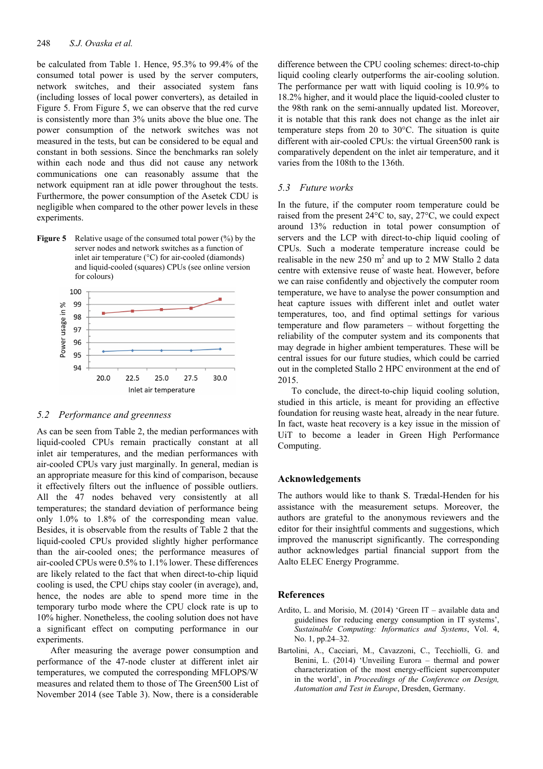be calculated from Table 1. Hence, 95.3% to 99.4% of the consumed total power is used by the server computers, network switches, and their associated system fans (including losses of local power converters), as detailed in Figure 5. From Figure 5, we can observe that the red curve is consistently more than 3% units above the blue one. The power consumption of the network switches was not measured in the tests, but can be considered to be equal and constant in both sessions. Since the benchmarks ran solely within each node and thus did not cause any network communications one can reasonably assume that the network equipment ran at idle power throughout the tests. Furthermore, the power consumption of the Asetek CDU is negligible when compared to the other power levels in these experiments.

**Figure 5** Relative usage of the consumed total power (%) by the server nodes and network switches as a function of inlet air temperature (°C) for air-cooled (diamonds) and liquid-cooled (squares) CPUs (see online version for colours)

## 5.2 Performance and greenness

As can be seen from Table 2, the median performances with liquid-cooled CPUs remain practically constant at all inlet air temperatures, and the median performances with air-cooled CPUs vary just marginally. In general, median is an appropriate measure for this kind of comparison, because it effectively filters out the influence of possible outliers. All the 47 nodes behaved very consistently at all temperatures; the standard deviation of performance being only 1.0% to 1.8% of the corresponding mean value. Besides, it is observable from the results of Table 2 that the liquid-cooled CPUs provided slightly higher performance than the air-cooled ones; the performance measures of air-cooled CPUs were 0.5% to 1.1% lower. These differences are likely related to the fact that when direct-to-chip liquid cooling is used, the CPU chips stay cooler (in average), and, hence, the nodes are able to spend more time in the temporary turbo mode where the CPU clock rate is up to 10% higher. Nonetheless, the cooling solution does not have a significant effect on computing performance in our experiments.

After measuring the average power consumption and performance of the 47-node cluster at different inlet air temperatures, we computed the corresponding MFLOPS/W measures and related them to those of The Green500 List of November 2014 (see Table 3). Now, there is a considerable difference between the CPU cooling schemes: direct-to-chip liquid cooling clearly outperforms the air-cooling solution. The performance per watt with liquid cooling is 10.9% to 18.2% higher, and it would place the liquid-cooled cluster to the 98th rank on the semi-annually updated list. Moreover, it is notable that this rank does not change as the inlet air temperature steps from 20 to 30°C. The situation is quite different with air-cooled CPUs: the virtual Green500 rank is comparatively dependent on the inlet air temperature, and it varies from the 108th to the 136th.

## 5.3 Future works

In the future, if the computer room temperature could be raised from the present 24°C to, say, 27°C, we could expect around 13% reduction in total power consumption of servers and the LCP with direct-to-chip liquid cooling of CPUs. Such a moderate temperature increase could be realisable in the new 250 $m^2$ and up to 2 MW Stallo 2 data centre with extensive reuse of waste heat. However, before we can raise confidently and objectively the computer room temperature, we have to analyse the power consumption and heat capture issues with different inlet and outlet water temperatures, too, and find optimal settings for various temperature and flow parameters – without forgetting the reliability of the computer system and its components that may degrade in higher ambient temperatures. These will be central issues for our future studies, which could be carried out in the completed Stallo 2 HPC environment at the end of 2015.

To conclude, the direct-to-chip liquid cooling solution, studied in this article, is meant for providing an effective foundation for reusing waste heat, already in the near future. In fact, waste heat recovery is a key issue in the mission of UiT to become a leader in Green High Performance Computing.

## Acknowledgements

The authors would like to thank S. Trædal-Henden for his assistance with the measurement setups. Moreover, the authors are grateful to the anonymous reviewers and the editor for their insightful comments and suggestions, which improved the manuscript significantly. The corresponding author acknowledges partial financial support from the Aalto ELEC Energy Programme.

## References

Ardito, L. and Morisio, M. (2014) 'Green IT – available data and guidelines for reducing energy consumption in IT systems', *Sustainable Computing: Informatics and Systems*, Vol. 4, No. 1, pp.24–32.

Bartolini, A., Cacciari, M., Cavazzoni, C., Tecchiolli, G. and Benini, L. (2014) 'Unveiling Eurora – thermal and power characterization of the most energy-efficient supercomputer in the world', in *Proceedings of the Conference on Design, Automation and Test in Europe*, Dresden, Germany.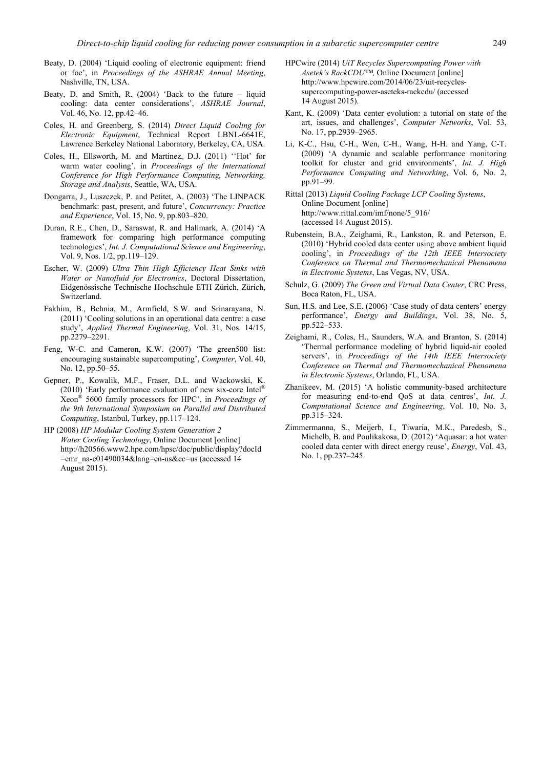Beaty, D. (2004) 'Liquid cooling of electronic equipment: friend or foe', in *Proceedings of the ASHRAE Annual Meeting*, Nashville, TN, USA.

Beaty, D. and Smith, R. (2004) 'Back to the future – liquid cooling: data center considerations', *ASHRAE Journal*, Vol. 46, No. 12, pp.42–46.

Coles, H. and Greenberg, S. (2014) *Direct Liquid Cooling for Electronic Equipment*, Technical Report LBNL-6641E, Lawrence Berkeley National Laboratory, Berkeley, CA, USA.

Coles, H., Ellsworth, M. and Martinez, D.J. (2011) ''Hot' for warm water cooling', in *Proceedings of the International Conference for High Performance Computing, Networking, Storage and Analysis*, Seattle, WA, USA.

Dongarra, J., Luszczek, P. and Petitet, A. (2003) 'The LINPACK benchmark: past, present, and future', *Concurrency: Practice and Experience*, Vol. 15, No. 9, pp.803–820.

Duran, R.E., Chen, D., Saraswat, R. and Hallmark, A. (2014) 'A framework for comparing high performance computing technologies', *Int. J. Computational Science and Engineering*, Vol. 9, Nos. 1/2, pp.119–129.

Escher, W. (2009) *Ultra Thin High Efficiency Heat Sinks with Water or Nanofluid for Electronics*, Doctoral Dissertation, Eidgenössische Technische Hochschule ETH Zürich, Zürich, Switzerland.

Fakhim, B., Behnia, M., Armfield, S.W. and Srinarayana, N. (2011) 'Cooling solutions in an operational data centre: a case study', *Applied Thermal Engineering*, Vol. 31, Nos. 14/15, pp.2279–2291.

Feng, W-C. and Cameron, K.W. (2007) 'The green500 list: encouraging sustainable supercomputing', *Computer*, Vol. 40, No. 12, pp.50–55.

Gepner, P., Kowalik, M.F., Fraser, D.L. and Wackowski, K. (2010) 'Early performance evaluation of new six-core Intel® Xeon® 5600 family processors for HPC', in *Proceedings of the 9th International Symposium on Parallel and Distributed Computing*, Istanbul, Turkey, pp.117–124.

HP (2008) *HP Modular Cooling System Generation 2 Water Cooling Technology*, Online Document [online] http://h20566.www2.hpe.com/hpsc/doc/public/display?docId=emr_na-c01490034&lang=en-us&cc=us (accessed 14 August 2015).

HPCwire (2014) *UiT Recycles Supercomputing Power with Asetek's RackCDU™*, Online Document [online] http://www.hpcwire.com/2014/06/23/uit-recycles-supercomputing-power-aseteks-rackcdu/ (accessed 14 August 2015).

Kant, K. (2009) 'Data center evolution: a tutorial on state of the art, issues, and challenges', *Computer Networks*, Vol. 53, No. 17, pp.2939–2965.

Li, K-C., Hsu, C-H., Wen, C-H., Wang, H-H. and Yang, C-T. (2009) 'A dynamic and scalable performance monitoring toolkit for cluster and grid environments', *Int. J. High Performance Computing and Networking*, Vol. 6, No. 2, pp.91–99.

Rittal (2013) *Liquid Cooling Package LCP Cooling Systems*, Online Document [online] http://www.rittal.com/imf/none/5_916/ (accessed 14 August 2015).

Rubenstein, B.A., Zeighami, R., Lankston, R. and Peterson, E. (2010) 'Hybrid cooled data center using above ambient liquid cooling', in *Proceedings of the 12th IEEE Intersociety Conference on Thermal and Thermomechanical Phenomena in Electronic Systems*, Las Vegas, NV, USA.

Schulz, G. (2009) *The Green and Virtual Data Center*, CRC Press, Boca Raton, FL, USA.

Sun, H.S. and Lee, S.E. (2006) 'Case study of data centers' energy performance', *Energy and Buildings*, Vol. 38, No. 5, pp.522–533.

Zeighami, R., Coles, H., Saunders, W.A. and Branton, S. (2014) 'Thermal performance modeling of hybrid liquid-air cooled servers', in *Proceedings of the 14th IEEE Intersociety Conference on Thermal and Thermomechanical Phenomena in Electronic Systems*, Orlando, FL, USA.

Zhanikeev, M. (2015) 'A holistic community-based architecture for measuring end-to-end QoS at data centres', *Int. J. Computational Science and Engineering*, Vol. 10, No. 3, pp.315–324.

Zimmermanna, S., Meijerb, I., Tiwaria, M.K., Paredesb, S., Michelb, B. and Poulikakosa, D. (2012) 'Aquasar: a hot water cooled data center with direct energy reuse', *Energy*, Vol. 43, No. 1, pp.237–245.